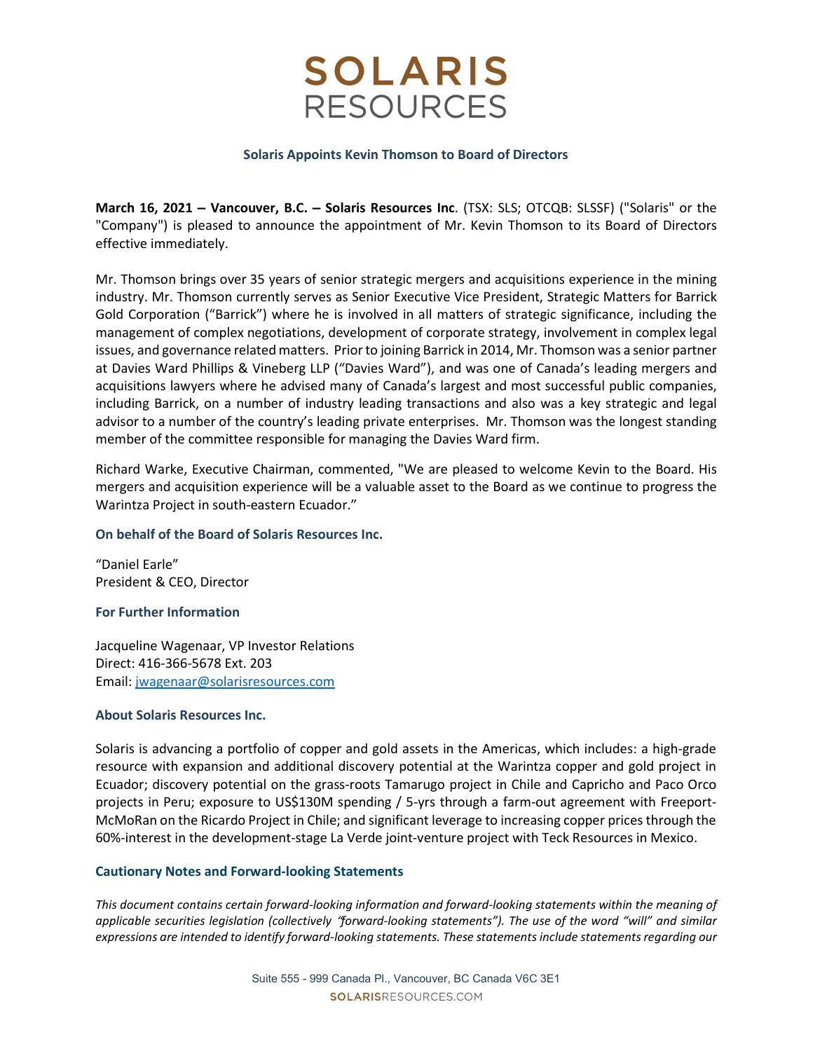# SOLARIS RESOURCES

## Solaris Appoints Kevin Thomson to Board of Directors

**March 16, 2021 – Vancouver, B.C. – Solaris Resources Inc**. (TSX: SLS; OTCQB: SLSSF) ("Solaris" or the "Company") is pleased to announce the appointment of Mr. Kevin Thomson to its Board of Directors effective immediately.

Mr. Thomson brings over 35 years of senior strategic mergers and acquisitions experience in the mining industry. Mr. Thomson currently serves as Senior Executive Vice President, Strategic Matters for Barrick Gold Corporation ("Barrick") where he is involved in all matters of strategic significance, including the management of complex negotiations, development of corporate strategy, involvement in complex legal issues, and governance related matters. Prior to joining Barrick in 2014, Mr. Thomson was a senior partner at Davies Ward Phillips & Vineberg LLP ("Davies Ward"), and was one of Canada's leading mergers and acquisitions lawyers where he advised many of Canada's largest and most successful public companies, including Barrick, on a number of industry leading transactions and also was a key strategic and legal advisor to a number of the country's leading private enterprises. Mr. Thomson was the longest standing member of the committee responsible for managing the Davies Ward firm.

Richard Warke, Executive Chairman, commented, "We are pleased to welcome Kevin to the Board. His mergers and acquisition experience will be a valuable asset to the Board as we continue to progress the Warintza Project in south-eastern Ecuador."

### On behalf of the Board of Solaris Resources Inc.

"Daniel Earle"
President & CEO, Director

### For Further Information

Jacqueline Wagenaar, VP Investor Relations
Direct: 416-366-5678 Ext. 203
Email: jwagenaar@solarisresources.com

### About Solaris Resources Inc.

Solaris is advancing a portfolio of copper and gold assets in the Americas, which includes: a high-grade resource with expansion and additional discovery potential at the Warintza copper and gold project in Ecuador; discovery potential on the grass-roots Tamarugo project in Chile and Capricho and Paco Orco projects in Peru; exposure to US$130M spending / 5-yrs through a farm-out agreement with Freeport-McMoRan on the Ricardo Project in Chile; and significant leverage to increasing copper prices through the 60%-interest in the development-stage La Verde joint-venture project with Teck Resources in Mexico.

### Cautionary Notes and Forward-looking Statements

*This document contains certain forward-looking information and forward-looking statements within the meaning of applicable securities legislation (collectively "forward-looking statements"). The use of the word "will" and similar expressions are intended to identify forward-looking statements. These statements include statements regarding our*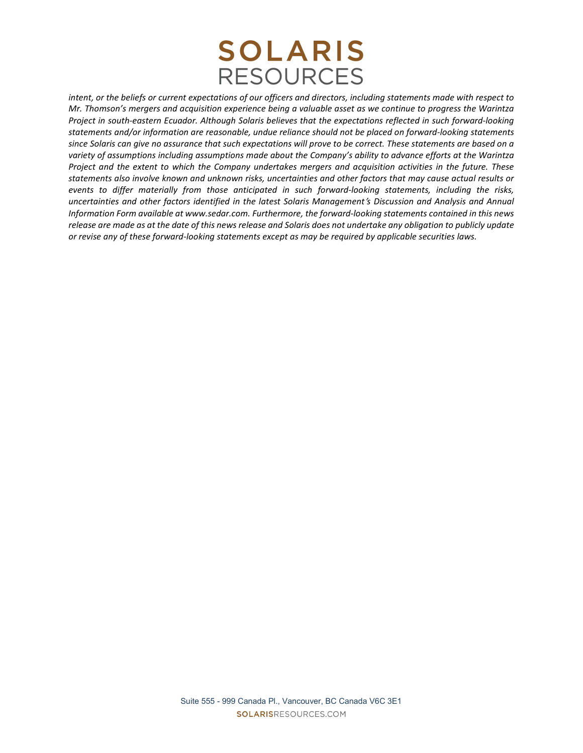*intent, or the beliefs or current expectations of our officers and directors, including statements made with respect to Mr. Thomson's mergers and acquisition experience being a valuable asset as we continue to progress the Warintza Project in south-eastern Ecuador. Although Solaris believes that the expectations reflected in such forward-looking statements and/or information are reasonable, undue reliance should not be placed on forward-looking statements since Solaris can give no assurance that such expectations will prove to be correct. These statements are based on a variety of assumptions including assumptions made about the Company's ability to advance efforts at the Warintza Project and the extent to which the Company undertakes mergers and acquisition activities in the future. These statements also involve known and unknown risks, uncertainties and other factors that may cause actual results or events to differ materially from those anticipated in such forward-looking statements, including the risks, uncertainties and other factors identified in the latest Solaris Management's Discussion and Analysis and Annual Information Form available at www.sedar.com. Furthermore, the forward-looking statements contained in this news release are made as at the date of this news release and Solaris does not undertake any obligation to publicly update or revise any of these forward-looking statements except as may be required by applicable securities laws.*